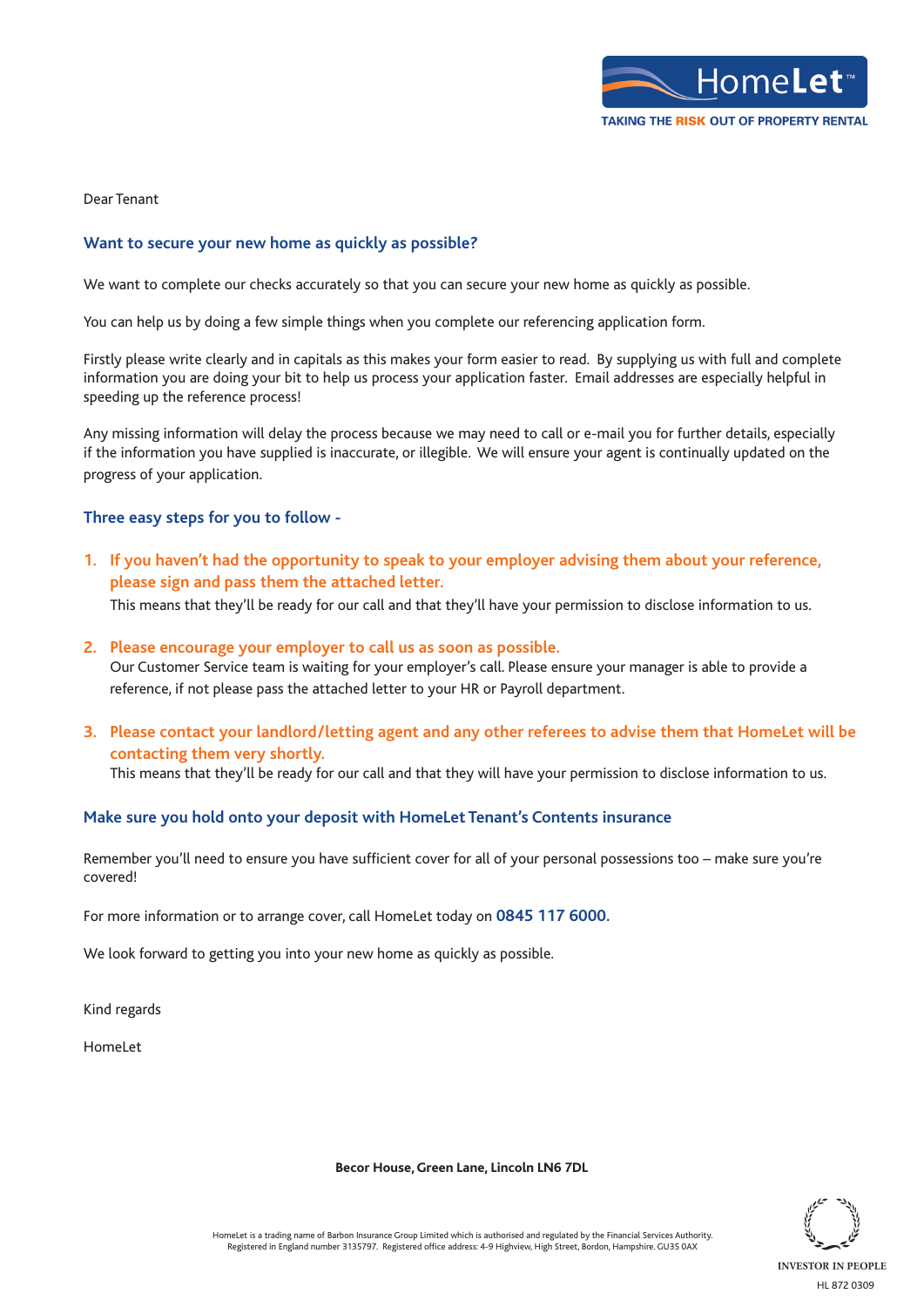HomeLet™

TAKING THE RISK OUT OF PROPERTY RENTAL

Dear Tenant

## Want to secure your new home as quickly as possible?

We want to complete our checks accurately so that you can secure your new home as quickly as possible.

You can help us by doing a few simple things when you complete our referencing application form.

Firstly please write clearly and in capitals as this makes your form easier to read. By supplying us with full and complete information you are doing your bit to help us process your application faster. Email addresses are especially helpful in speeding up the reference process!

Any missing information will delay the process because we may need to call or e-mail you for further details, especially if the information you have supplied is inaccurate, or illegible. We will ensure your agent is continually updated on the progress of your application.

## Three easy steps for you to follow -

1. **If you haven't had the opportunity to speak to your employer advising them about your reference, please sign and pass them the attached letter.**
   This means that they'll be ready for our call and that they'll have your permission to disclose information to us.

2. **Please encourage your employer to call us as soon as possible.**
   Our Customer Service team is waiting for your employer's call. Please ensure your manager is able to provide a reference, if not please pass the attached letter to your HR or Payroll department.

3. **Please contact your landlord/letting agent and any other referees to advise them that HomeLet will be contacting them very shortly.**
   This means that they'll be ready for our call and that they will have your permission to disclose information to us.

## Make sure you hold onto your deposit with HomeLet Tenant's Contents insurance

Remember you'll need to ensure you have sufficient cover for all of your personal possessions too – make sure you're covered!

For more information or to arrange cover, call HomeLet today on **0845 117 6000.**

We look forward to getting you into your new home as quickly as possible.

Kind regards

HomeLet

**Becor House, Green Lane, Lincoln LN6 7DL**

HomeLet is a trading name of Barbon Insurance Group Limited which is authorised and regulated by the Financial Services Authority.
Registered in England number 3135797. Registered office address: 4-9 Highview, High Street, Bordon, Hampshire. GU35 0AX

INVESTOR IN PEOPLE

HL 872 0309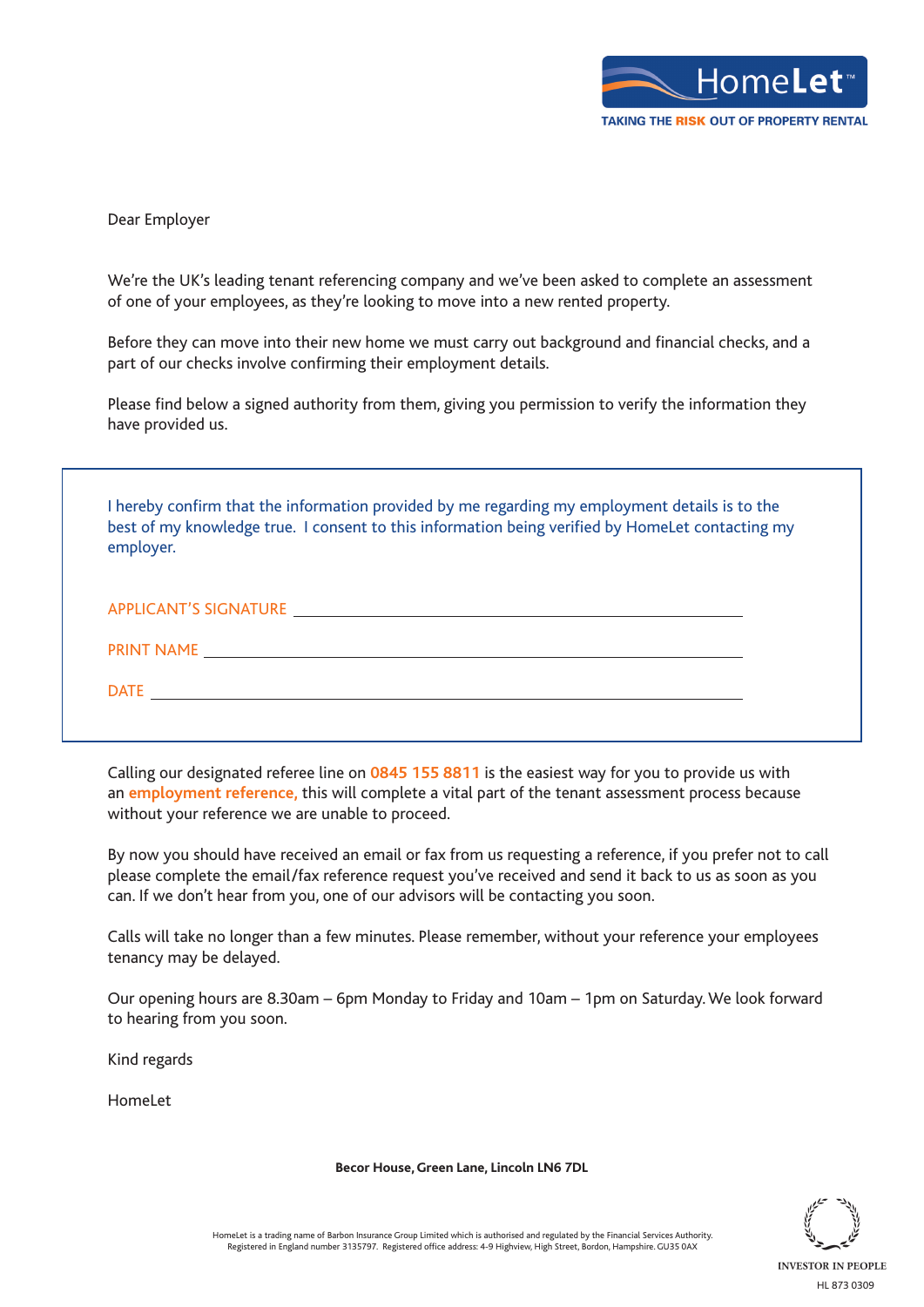HomeLet™

TAKING THE RISK OUT OF PROPERTY RENTAL

Dear Employer

We're the UK's leading tenant referencing company and we've been asked to complete an assessment of one of your employees, as they're looking to move into a new rented property.

Before they can move into their new home we must carry out background and financial checks, and a part of our checks involve confirming their employment details.

Please find below a signed authority from them, giving you permission to verify the information they have provided us.

I hereby confirm that the information provided by me regarding my employment details is to the best of my knowledge true. I consent to this information being verified by HomeLet contacting my employer.

APPLICANT'S SIGNATURE ______________________________

PRINT NAME ______________________________

DATE ______________________________

Calling our designated referee line on **0845 155 8811** is the easiest way for you to provide us with an **employment reference,** this will complete a vital part of the tenant assessment process because without your reference we are unable to proceed.

By now you should have received an email or fax from us requesting a reference, if you prefer not to call please complete the email/fax reference request you've received and send it back to us as soon as you can. If we don't hear from you, one of our advisors will be contacting you soon.

Calls will take no longer than a few minutes. Please remember, without your reference your employees tenancy may be delayed.

Our opening hours are 8.30am – 6pm Monday to Friday and 10am – 1pm on Saturday. We look forward to hearing from you soon.

Kind regards

HomeLet

**Becor House, Green Lane, Lincoln LN6 7DL**

HomeLet is a trading name of Barbon Insurance Group Limited which is authorised and regulated by the Financial Services Authority.
Registered in England number 3135797. Registered office address: 4-9 Highview, High Street, Bordon, Hampshire. GU35 0AX

INVESTOR IN PEOPLE

HL 873 0309